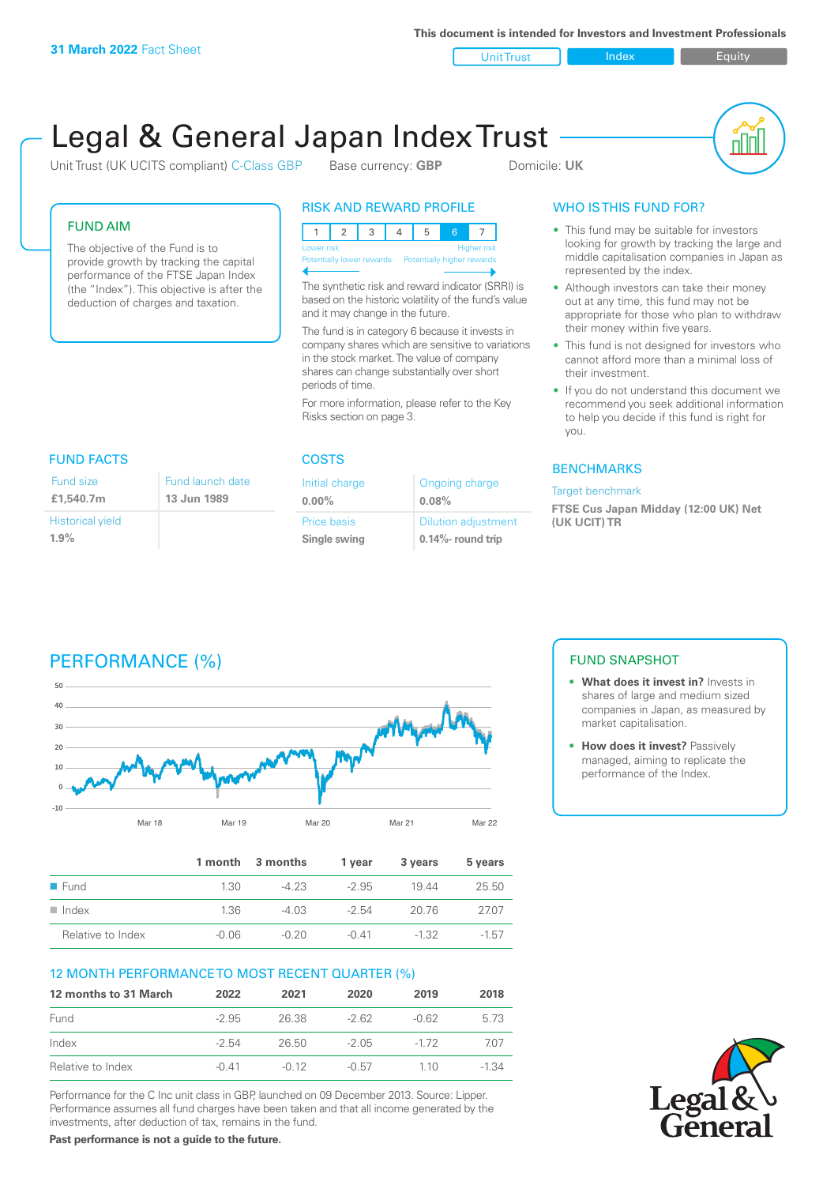**31 March 2022** Fact Sheet

This document is intended for Investors and Investment Professionals

Unit Trust | Index | Equity

# Legal & General Japan Index Trust

Unit Trust (UK UCITS compliant) C-Class GBP     Base currency: **GBP**     Domicile: **UK**

## FUND AIM

The objective of the Fund is to provide growth by tracking the capital performance of the FTSE Japan Index (the "Index"). This objective is after the deduction of charges and taxation.

## RISK AND REWARD PROFILE

| 1 | 2 | 3 | 4 | 5 | 6 | 7 |
|---|---|---|---|---|---|---|

Lower risk — Potentially lower rewards | Higher risk — Potentially higher rewards

The synthetic risk and reward indicator (SRRI) is based on the historic volatility of the fund's value and it may change in the future.

The fund is in category 6 because it invests in company shares which are sensitive to variations in the stock market. The value of company shares can change substantially over short periods of time.

For more information, please refer to the Key Risks section on page 3.

## WHO IS THIS FUND FOR?

- This fund may be suitable for investors looking for growth by tracking the large and middle capitalisation companies in Japan as represented by the index.
- Although investors can take their money out at any time, this fund may not be appropriate for those who plan to withdraw their money within five years.
- This fund is not designed for investors who cannot afford more than a minimal loss of their investment.
- If you do not understand this document we recommend you seek additional information to help you decide if this fund is right for you.

## FUND FACTS

| Fund size | Fund launch date |
|---|---|
| **£1,540.7m** | **13 Jun 1989** |
| Historical yield | |
| **1.9%** | |

## COSTS

| Initial charge | Ongoing charge |
|---|---|
| **0.00%** | **0.08%** |
| Price basis | Dilution adjustment |
| **Single swing** | **0.14%- round trip** |

## BENCHMARKS

Target benchmark

**FTSE Cus Japan Midday (12:00 UK) Net (UK UCIT) TR**

## PERFORMANCE (%)

| | 1 month | 3 months | 1 year | 3 years | 5 years |
|---|---|---|---|---|---|
| Fund | 1.30 | -4.23 | -2.95 | 19.44 | 25.50 |
| Index | 1.36 | -4.03 | -2.54 | 20.76 | 27.07 |
| Relative to Index | -0.06 | -0.20 | -0.41 | -1.32 | -1.57 |

## FUND SNAPSHOT

- **What does it invest in?** Invests in shares of large and medium sized companies in Japan, as measured by market capitalisation.
- **How does it invest?** Passively managed, aiming to replicate the performance of the Index.

## 12 MONTH PERFORMANCE TO MOST RECENT QUARTER (%)

| 12 months to 31 March | 2022 | 2021 | 2020 | 2019 | 2018 |
|---|---|---|---|---|---|
| Fund | -2.95 | 26.38 | -2.62 | -0.62 | 5.73 |
| Index | -2.54 | 26.50 | -2.05 | -1.72 | 7.07 |
| Relative to Index | -0.41 | -0.12 | -0.57 | 1.10 | -1.34 |

Performance for the C Inc unit class in GBP, launched on 09 December 2013. Source: Lipper. Performance assumes all fund charges have been taken and that all income generated by the investments, after deduction of tax, remains in the fund.

**Past performance is not a guide to the future.**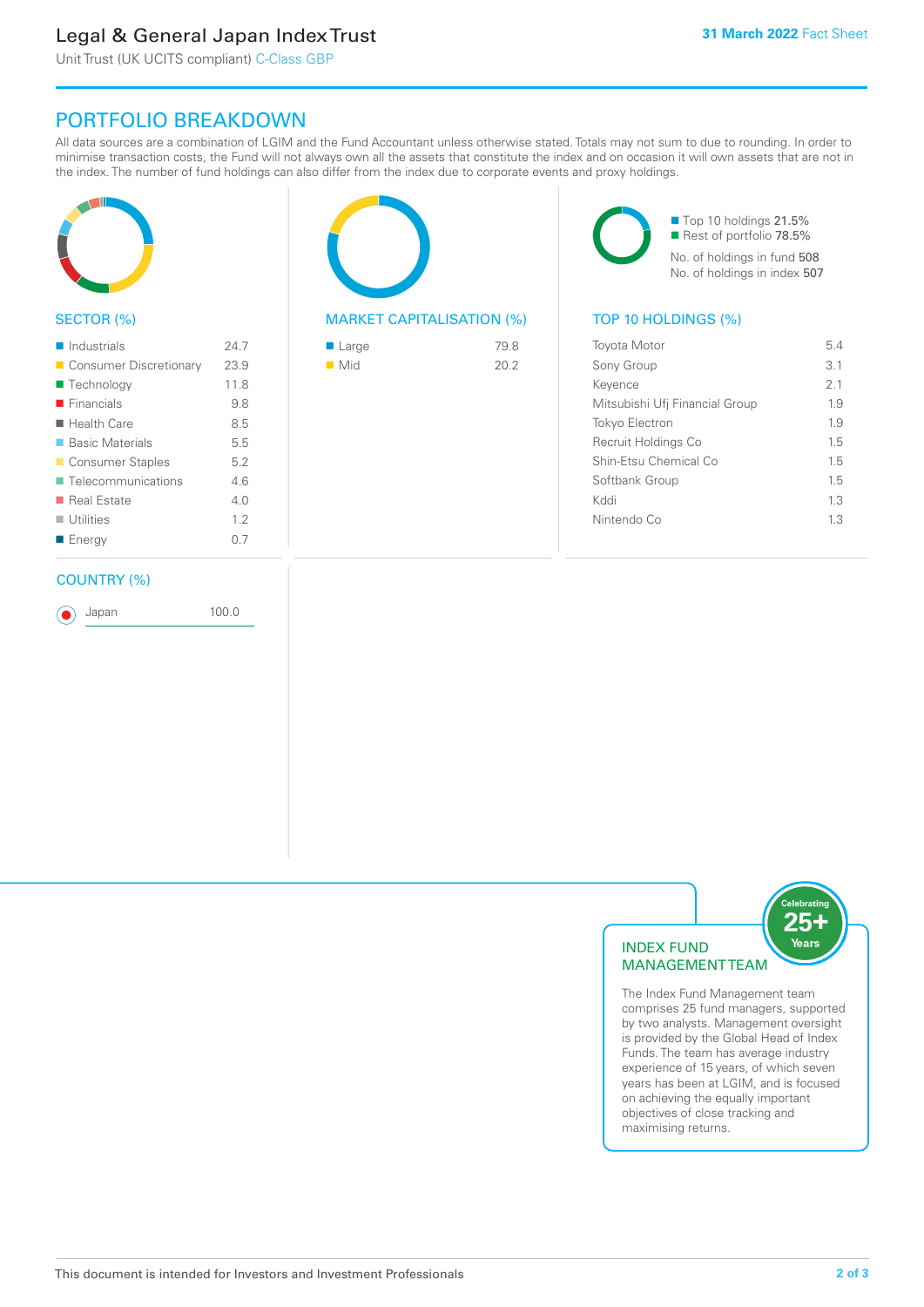# Legal & General Japan Index Trust

Unit Trust (UK UCITS compliant) C-Class GBP

**31 March 2022** Fact Sheet

## PORTFOLIO BREAKDOWN

All data sources are a combination of LGIM and the Fund Accountant unless otherwise stated. Totals may not sum to due to rounding. In order to minimise transaction costs, the Fund will not always own all the assets that constitute the index and on occasion it will own assets that are not in the index. The number of fund holdings can also differ from the index due to corporate events and proxy holdings.

### SECTOR (%)

| Sector | % |
|---|---|
| Industrials | 24.7 |
| Consumer Discretionary | 23.9 |
| Technology | 11.8 |
| Financials | 9.8 |
| Health Care | 8.5 |
| Basic Materials | 5.5 |
| Consumer Staples | 5.2 |
| Telecommunications | 4.6 |
| Real Estate | 4.0 |
| Utilities | 1.2 |
| Energy | 0.7 |

### MARKET CAPITALISATION (%)

| Market Cap | % |
|---|---|
| Large | 79.8 |
| Mid | 20.2 |

- Top 10 holdings 21.5%
- Rest of portfolio 78.5%

No. of holdings in fund 508

No. of holdings in index 507

### TOP 10 HOLDINGS (%)

| Holding | % |
|---|---|
| Toyota Motor | 5.4 |
| Sony Group | 3.1 |
| Keyence | 2.1 |
| Mitsubishi Ufj Financial Group | 1.9 |
| Tokyo Electron | 1.9 |
| Recruit Holdings Co | 1.5 |
| Shin-Etsu Chemical Co | 1.5 |
| Softbank Group | 1.5 |
| Kddi | 1.3 |
| Nintendo Co | 1.3 |

### COUNTRY (%)

| Country | % |
|---|---|
| Japan | 100.0 |

### INDEX FUND MANAGEMENT TEAM

Celebrating 25+ Years

The Index Fund Management team comprises 25 fund managers, supported by two analysts. Management oversight is provided by the Global Head of Index Funds. The team has average industry experience of 15 years, of which seven years has been at LGIM, and is focused on achieving the equally important objectives of close tracking and maximising returns.

This document is intended for Investors and Investment Professionals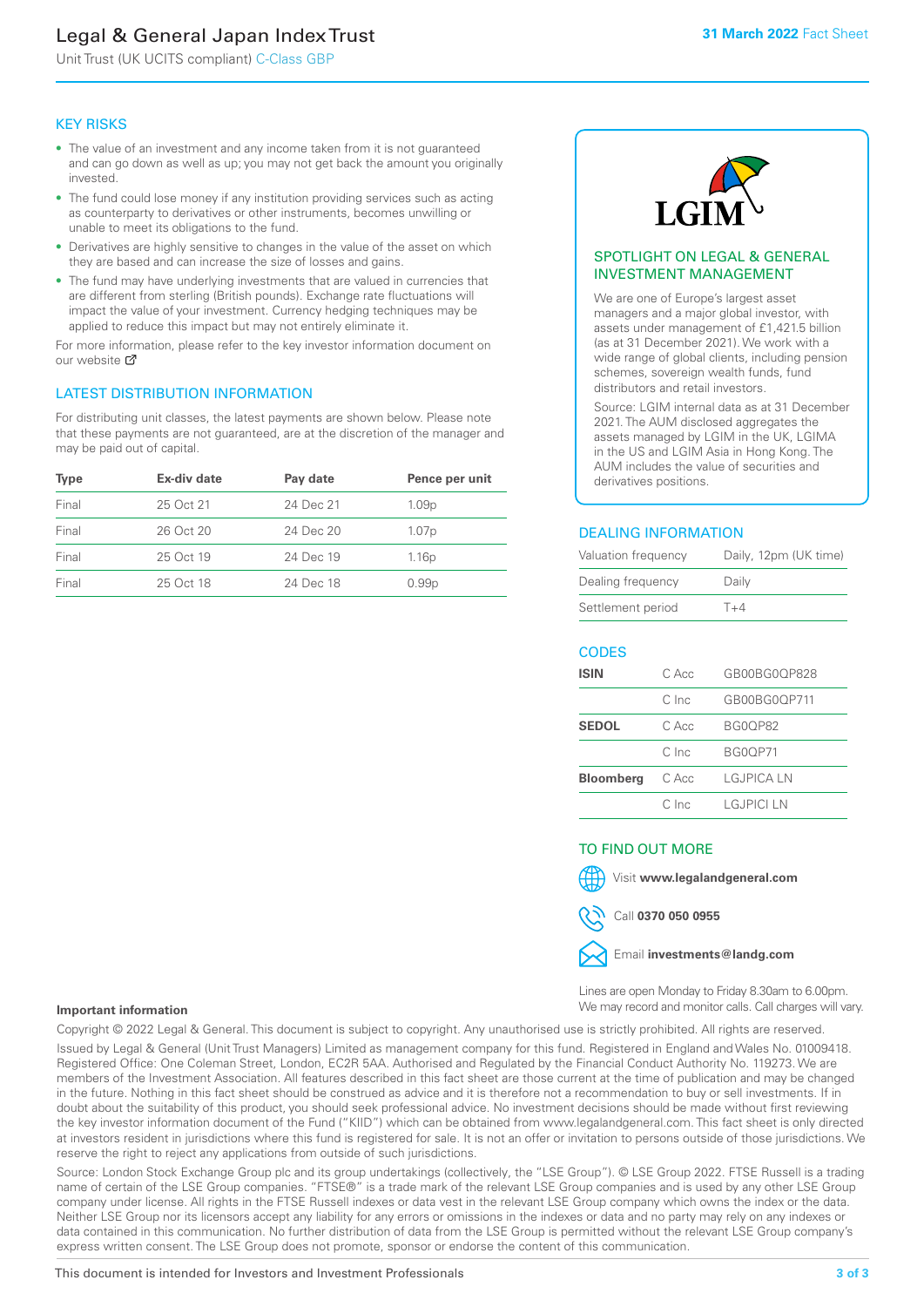# Legal & General Japan Index Trust

Unit Trust (UK UCITS compliant) C-Class GBP

31 March 2022 Fact Sheet

## KEY RISKS

- The value of an investment and any income taken from it is not guaranteed and can go down as well as up; you may not get back the amount you originally invested.
- The fund could lose money if any institution providing services such as acting as counterparty to derivatives or other instruments, becomes unwilling or unable to meet its obligations to the fund.
- Derivatives are highly sensitive to changes in the value of the asset on which they are based and can increase the size of losses and gains.
- The fund may have underlying investments that are valued in currencies that are different from sterling (British pounds). Exchange rate fluctuations will impact the value of your investment. Currency hedging techniques may be applied to reduce this impact but may not entirely eliminate it.

For more information, please refer to the key investor information document on our website

## LATEST DISTRIBUTION INFORMATION

For distributing unit classes, the latest payments are shown below. Please note that these payments are not guaranteed, are at the discretion of the manager and may be paid out of capital.

| Type | Ex-div date | Pay date | Pence per unit |
|---|---|---|---|
| Final | 25 Oct 21 | 24 Dec 21 | 1.09p |
| Final | 26 Oct 20 | 24 Dec 20 | 1.07p |
| Final | 25 Oct 19 | 24 Dec 19 | 1.16p |
| Final | 25 Oct 18 | 24 Dec 18 | 0.99p |

## SPOTLIGHT ON LEGAL & GENERAL INVESTMENT MANAGEMENT

We are one of Europe's largest asset managers and a major global investor, with assets under management of £1,421.5 billion (as at 31 December 2021). We work with a wide range of global clients, including pension schemes, sovereign wealth funds, fund distributors and retail investors.

Source: LGIM internal data as at 31 December 2021. The AUM disclosed aggregates the assets managed by LGIM in the UK, LGIMA in the US and LGIM Asia in Hong Kong. The AUM includes the value of securities and derivatives positions.

## DEALING INFORMATION

| | |
|---|---|
| Valuation frequency | Daily, 12pm (UK time) |
| Dealing frequency | Daily |
| Settlement period | T+4 |

## CODES

| | | |
|---|---|---|
| **ISIN** | C Acc | GB00BG0QP828 |
| | C Inc | GB00BG0QP711 |
| **SEDOL** | C Acc | BG0QP82 |
| | C Inc | BG0QP71 |
| **Bloomberg** | C Acc | LGJPICA LN |
| | C Inc | LGJPICI LN |

## TO FIND OUT MORE

Visit **www.legalandgeneral.com**

Call **0370 050 0955**

Email **investments@landg.com**

Lines are open Monday to Friday 8.30am to 6.00pm. We may record and monitor calls. Call charges will vary.

**Important information**

Copyright © 2022 Legal & General. This document is subject to copyright. Any unauthorised use is strictly prohibited. All rights are reserved.

Issued by Legal & General (Unit Trust Managers) Limited as management company for this fund. Registered in England and Wales No. 01009418. Registered Office: One Coleman Street, London, EC2R 5AA. Authorised and Regulated by the Financial Conduct Authority No. 119273. We are members of the Investment Association. All features described in this fact sheet are those current at the time of publication and may be changed in the future. Nothing in this fact sheet should be construed as advice and it is therefore not a recommendation to buy or sell investments. If in doubt about the suitability of this product, you should seek professional advice. No investment decisions should be made without first reviewing the key investor information document of the Fund ("KIID") which can be obtained from www.legalandgeneral.com. This fact sheet is only directed at investors resident in jurisdictions where this fund is registered for sale. It is not an offer or invitation to persons outside of those jurisdictions. We reserve the right to reject any applications from outside of such jurisdictions.

Source: London Stock Exchange Group plc and its group undertakings (collectively, the "LSE Group"). © LSE Group 2022. FTSE Russell is a trading name of certain of the LSE Group companies. "FTSE®" is a trade mark of the relevant LSE Group companies and is used by any other LSE Group company under license. All rights in the FTSE Russell indexes or data vest in the relevant LSE Group company which owns the index or the data. Neither LSE Group nor its licensors accept any liability for any errors or omissions in the indexes or data and no party may rely on any indexes or data contained in this communication. No further distribution of data from the LSE Group is permitted without the relevant LSE Group company's express written consent. The LSE Group does not promote, sponsor or endorse the content of this communication.

This document is intended for Investors and Investment Professionals